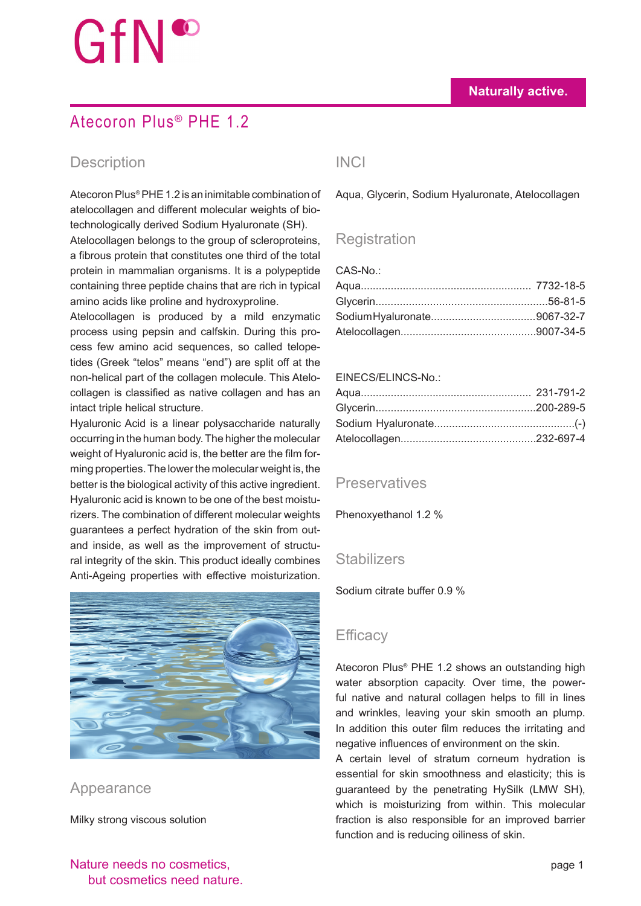GfN

**Naturally active.**

# Atecoron Plus® PHE 1.2

## Description

Atecoron Plus® PHE 1.2 is an inimitable combination of atelocollagen and different molecular weights of biotechnologically derived Sodium Hyaluronate (SH).
Atelocollagen belongs to the group of scleroproteins, a fibrous protein that constitutes one third of the total protein in mammalian organisms. It is a polypeptide containing three peptide chains that are rich in typical amino acids like proline and hydroxyproline.
Atelocollagen is produced by a mild enzymatic process using pepsin and calfskin. During this process few amino acid sequences, so called telopetides (Greek "telos" means "end") are split off at the non-helical part of the collagen molecule. This Atelocollagen is classified as native collagen and has an intact triple helical structure.
Hyaluronic Acid is a linear polysaccharide naturally occurring in the human body. The higher the molecular weight of Hyaluronic acid is, the better are the film forming properties. The lower the molecular weight is, the better is the biological activity of this active ingredient. Hyaluronic acid is known to be one of the best moisturizers. The combination of different molecular weights guarantees a perfect hydration of the skin from outand inside, as well as the improvement of structural integrity of the skin. This product ideally combines Anti-Ageing properties with effective moisturization.

## Appearance

Milky strong viscous solution

## INCI

Aqua, Glycerin, Sodium Hyaluronate, Atelocollagen

## Registration

CAS-No.:

| | |
|---|---|
| Aqua | 7732-18-5 |
| Glycerin | 56-81-5 |
| Sodium Hyaluronate | 9067-32-7 |
| Atelocollagen | 9007-34-5 |

EINECS/ELINCS-No.:

| | |
|---|---|
| Aqua | 231-791-2 |
| Glycerin | 200-289-5 |
| Sodium Hyaluronate | (-) |
| Atelocollagen | 232-697-4 |

## Preservatives

Phenoxyethanol 1.2 %

## Stabilizers

Sodium citrate buffer 0.9 %

## Efficacy

Atecoron Plus® PHE 1.2 shows an outstanding high water absorption capacity. Over time, the powerful native and natural collagen helps to fill in lines and wrinkles, leaving your skin smooth an plump. In addition this outer film reduces the irritating and negative influences of environment on the skin.
A certain level of stratum corneum hydration is essential for skin smoothness and elasticity; this is guaranteed by the penetrating HySilk (LMW SH), which is moisturizing from within. This molecular fraction is also responsible for an improved barrier function and is reducing oiliness of skin.

Nature needs no cosmetics,
but cosmetics need nature.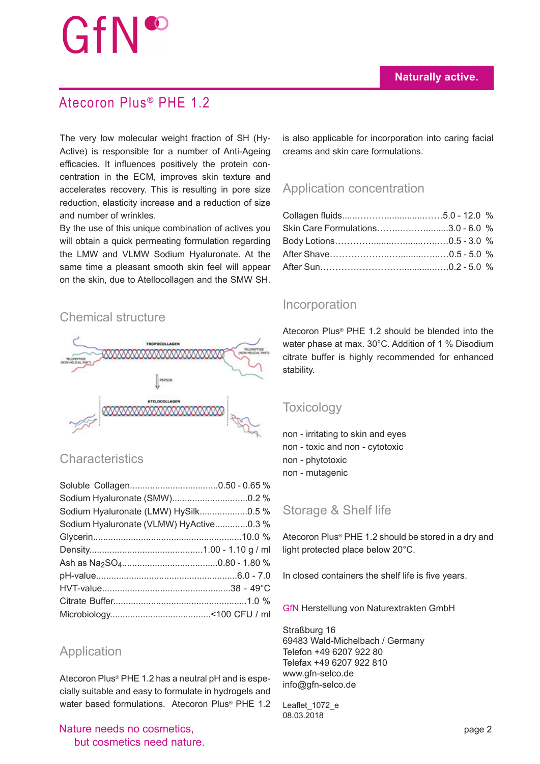# GfN

**Naturally active.**

## Atecoron Plus® PHE 1.2

The very low molecular weight fraction of SH (HyActive) is responsible for a number of Anti-Ageing efficacies. It influences positively the protein concentration in the ECM, improves skin texture and accelerates recovery. This is resulting in pore size reduction, elasticity increase and a reduction of size and number of wrinkles.
By the use of this unique combination of actives you will obtain a quick permeating formulation regarding the LMW and VLMW Sodium Hyaluronate. At the same time a pleasant smooth skin feel will appear on the skin, due to Atellocollagen and the SMW SH.

### Chemical structure

TROPOCOLLAGEN
TELOPEPTIDE (NON-HELICAL PART)
TELOPEPTIDE (NON-HELICAL PART)
PEPSIN
ATELOCOLLAGEN

### Characteristics

| | |
|---|---|
| Soluble Collagen | 0.50 - 0.65 % |
| Sodium Hyaluronate (SMW) | 0.2 % |
| Sodium Hyaluronate (LMW) HySilk | 0.5 % |
| Sodium Hyaluronate (VLMW) HyActive | 0.3 % |
| Glycerin | 10.0 % |
| Density | 1.00 - 1.10 g / ml |
| Ash as $Na_2SO_4$ | 0.80 - 1.80 % |
| pH-value | 6.0 - 7.0 |
| HVT-value | 38 - 49°C |
| Citrate Buffer | 1.0 % |
| Microbiology | <100 CFU / ml |

### Application

Atecoron Plus® PHE 1.2 has a neutral pH and is especially suitable and easy to formulate in hydrogels and water based formulations. Atecoron Plus® PHE 1.2 is also applicable for incorporation into caring facial creams and skin care formulations.

### Application concentration

| | |
|---|---|
| Collagen fluids | 5.0 - 12.0 % |
| Skin Care Formulations | 3.0 - 6.0 % |
| Body Lotions | 0.5 - 3.0 % |
| After Shave | 0.5 - 5.0 % |
| After Sun | 0.2 - 5.0 % |

### Incorporation

Atecoron Plus® PHE 1.2 should be blended into the water phase at max. 30°C. Addition of 1 % Disodium citrate buffer is highly recommended for enhanced stability.

### Toxicology

non - irritating to skin and eyes
non - toxic and non - cytotoxic
non - phytotoxic
non - mutagenic

### Storage & Shelf life

Atecoron Plus® PHE 1.2 should be stored in a dry and light protected place below 20°C.

In closed containers the shelf life is five years.

GfN Herstellung von Naturextrakten GmbH

Straßburg 16
69483 Wald-Michelbach / Germany
Telefon +49 6207 922 80
Telefax +49 6207 922 810
www.gfn-selco.de
info@gfn-selco.de

Leaflet_1072_e
08.03.2018

Nature needs no cosmetics,
but cosmetics need nature.